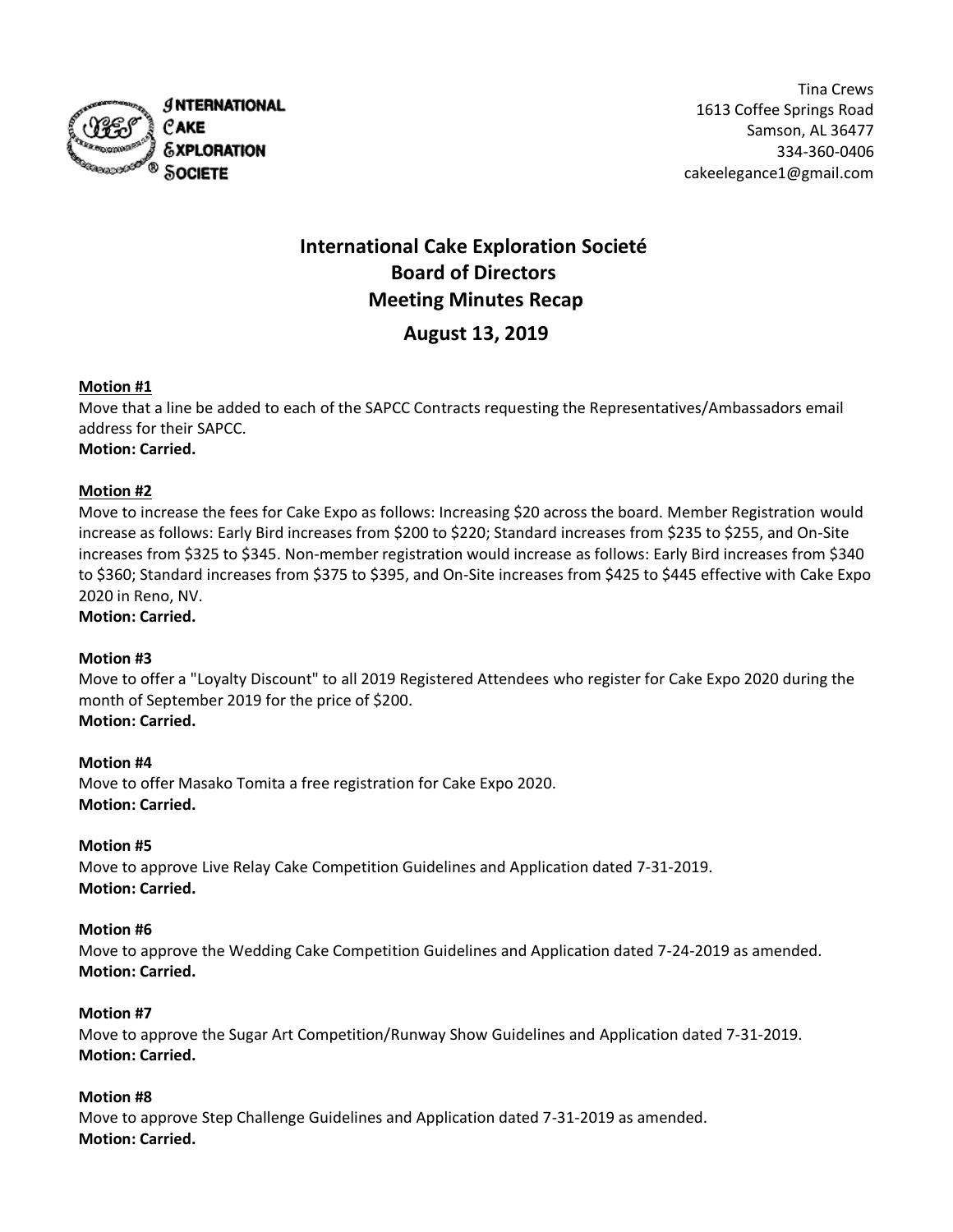INTERNATIONAL CAKE EXPLORATION SOCIETE

Tina Crews
1613 Coffee Springs Road
Samson, AL 36477
334-360-0406
cakeelegance1@gmail.com

# International Cake Exploration Societé
# Board of Directors
# Meeting Minutes Recap
## August 13, 2019

**Motion #1**
Move that a line be added to each of the SAPCC Contracts requesting the Representatives/Ambassadors email address for their SAPCC.
**Motion: Carried.**

**Motion #2**
Move to increase the fees for Cake Expo as follows: Increasing $20 across the board. Member Registration would increase as follows: Early Bird increases from $200 to $220; Standard increases from $235 to $255, and On-Site increases from $325 to $345. Non-member registration would increase as follows: Early Bird increases from $340 to $360; Standard increases from $375 to $395, and On-Site increases from $425 to $445 effective with Cake Expo 2020 in Reno, NV.
**Motion: Carried.**

**Motion #3**
Move to offer a "Loyalty Discount" to all 2019 Registered Attendees who register for Cake Expo 2020 during the month of September 2019 for the price of $200.
**Motion: Carried.**

**Motion #4**
Move to offer Masako Tomita a free registration for Cake Expo 2020.
**Motion: Carried.**

**Motion #5**
Move to approve Live Relay Cake Competition Guidelines and Application dated 7-31-2019.
**Motion: Carried.**

**Motion #6**
Move to approve the Wedding Cake Competition Guidelines and Application dated 7-24-2019 as amended.
**Motion: Carried.**

**Motion #7**
Move to approve the Sugar Art Competition/Runway Show Guidelines and Application dated 7-31-2019.
**Motion: Carried.**

**Motion #8**
Move to approve Step Challenge Guidelines and Application dated 7-31-2019 as amended.
**Motion: Carried.**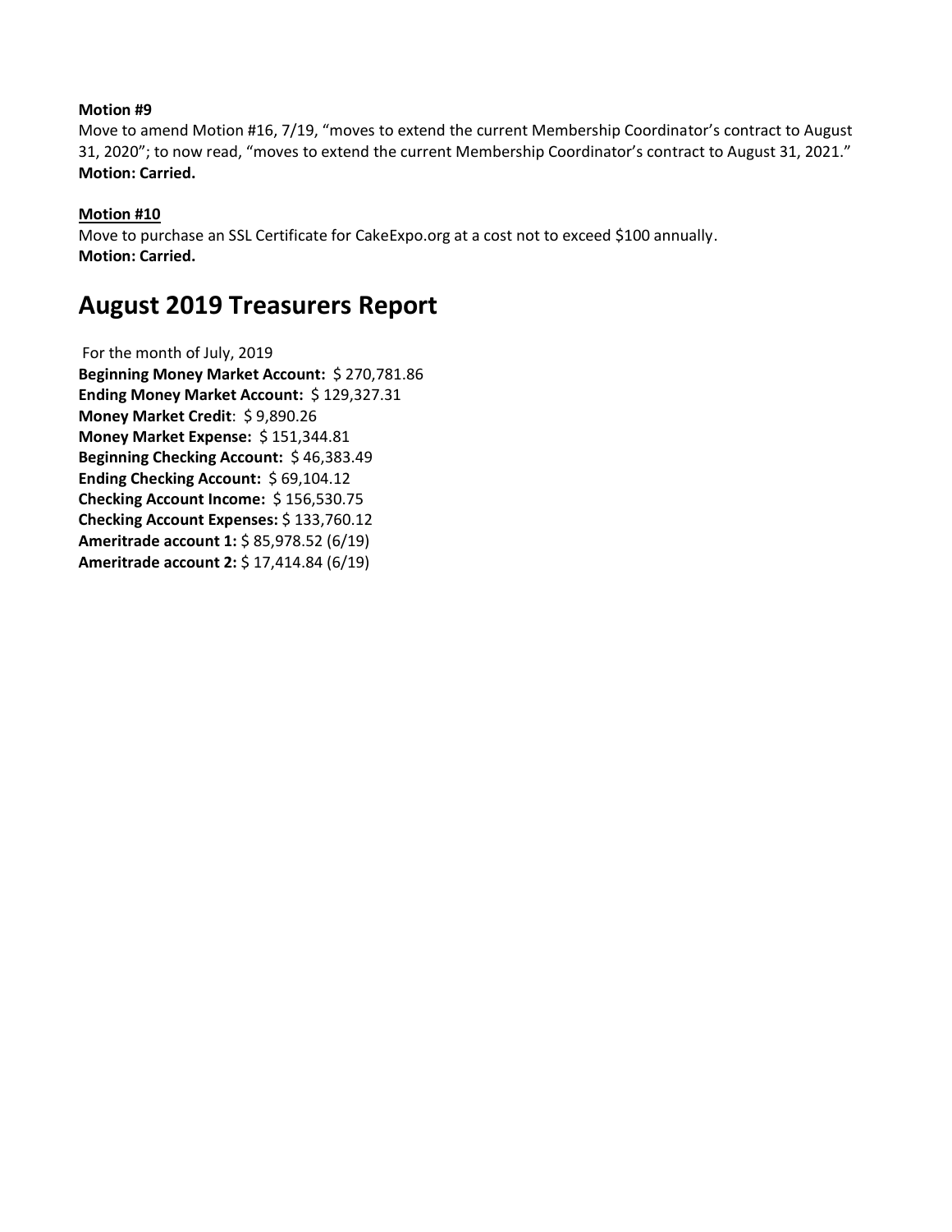**Motion #9**
Move to amend Motion #16, 7/19, "moves to extend the current Membership Coordinator's contract to August 31, 2020"; to now read, "moves to extend the current Membership Coordinator's contract to August 31, 2021."
**Motion: Carried.**

**Motion #10**
Move to purchase an SSL Certificate for CakeExpo.org at a cost not to exceed $100 annually.
**Motion: Carried.**

# August 2019 Treasurers Report

For the month of July, 2019
**Beginning Money Market Account:** $ 270,781.86
**Ending Money Market Account:** $ 129,327.31
**Money Market Credit**: $ 9,890.26
**Money Market Expense:** $ 151,344.81
**Beginning Checking Account:** $ 46,383.49
**Ending Checking Account:** $ 69,104.12
**Checking Account Income:** $ 156,530.75
**Checking Account Expenses:** $ 133,760.12
**Ameritrade account 1:** $ 85,978.52 (6/19)
**Ameritrade account 2:** $ 17,414.84 (6/19)